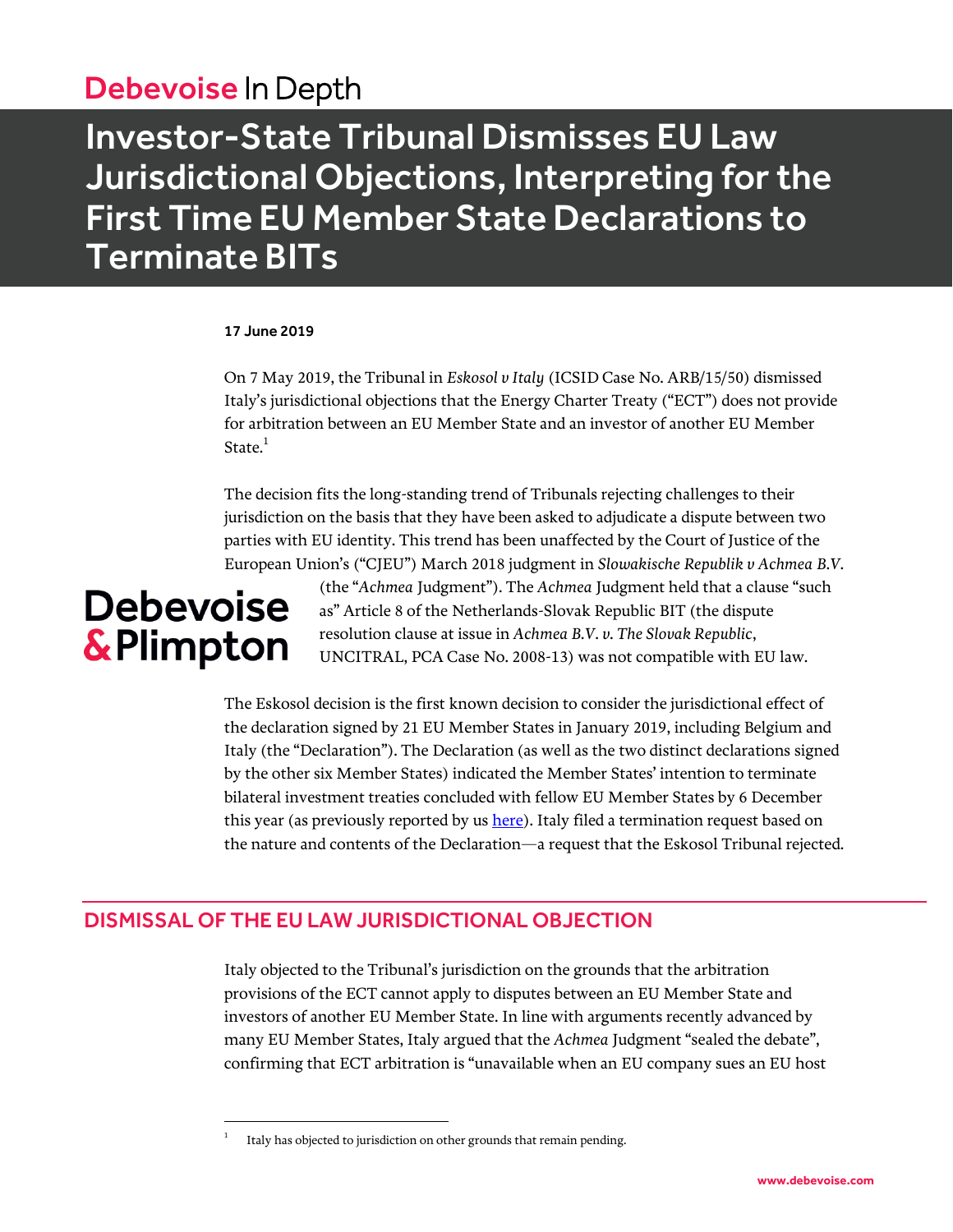Debevoise In Depth

# Investor-State Tribunal Dismisses EU Law Jurisdictional Objections, Interpreting for the First Time EU Member State Declarations to Terminate BITs

**17 June 2019**

On 7 May 2019, the Tribunal in *Eskosol v Italy* (ICSID Case No. ARB/15/50) dismissed Italy's jurisdictional objections that the Energy Charter Treaty ("ECT") does not provide for arbitration between an EU Member State and an investor of another EU Member State.[1]

The decision fits the long-standing trend of Tribunals rejecting challenges to their jurisdiction on the basis that they have been asked to adjudicate a dispute between two parties with EU identity. This trend has been unaffected by the Court of Justice of the European Union's ("CJEU") March 2018 judgment in *Slowakische Republik v Achmea B.V.* (the "*Achmea* Judgment"). The *Achmea* Judgment held that a clause "such as" Article 8 of the Netherlands-Slovak Republic BIT (the dispute resolution clause at issue in *Achmea B.V. v. The Slovak Republic*, UNCITRAL, PCA Case No. 2008-13) was not compatible with EU law.

The Eskosol decision is the first known decision to consider the jurisdictional effect of the declaration signed by 21 EU Member States in January 2019, including Belgium and Italy (the "Declaration"). The Declaration (as well as the two distinct declarations signed by the other six Member States) indicated the Member States' intention to terminate bilateral investment treaties concluded with fellow EU Member States by 6 December this year (as previously reported by us here). Italy filed a termination request based on the nature and contents of the Declaration—a request that the Eskosol Tribunal rejected.

## DISMISSAL OF THE EU LAW JURISDICTIONAL OBJECTION

Italy objected to the Tribunal's jurisdiction on the grounds that the arbitration provisions of the ECT cannot apply to disputes between an EU Member State and investors of another EU Member State. In line with arguments recently advanced by many EU Member States, Italy argued that the *Achmea* Judgment "sealed the debate", confirming that ECT arbitration is "unavailable when an EU company sues an EU host

---

[1] Italy has objected to jurisdiction on other grounds that remain pending.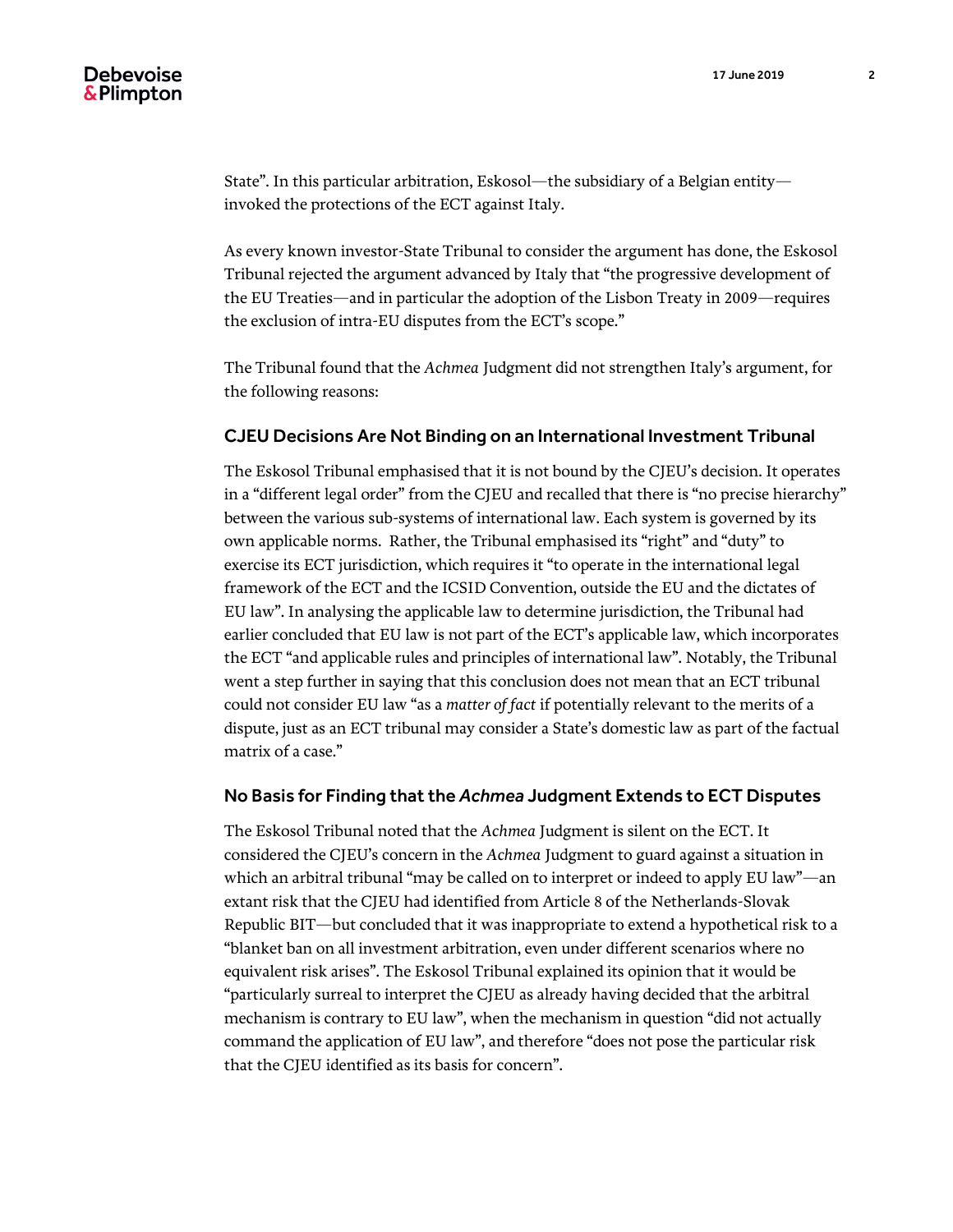State". In this particular arbitration, Eskosol—the subsidiary of a Belgian entity—invoked the protections of the ECT against Italy.

As every known investor-State Tribunal to consider the argument has done, the Eskosol Tribunal rejected the argument advanced by Italy that "the progressive development of the EU Treaties—and in particular the adoption of the Lisbon Treaty in 2009—requires the exclusion of intra-EU disputes from the ECT's scope."

The Tribunal found that the *Achmea* Judgment did not strengthen Italy's argument, for the following reasons:

## CJEU Decisions Are Not Binding on an International Investment Tribunal

The Eskosol Tribunal emphasised that it is not bound by the CJEU's decision. It operates in a "different legal order" from the CJEU and recalled that there is "no precise hierarchy" between the various sub-systems of international law. Each system is governed by its own applicable norms. Rather, the Tribunal emphasised its "right" and "duty" to exercise its ECT jurisdiction, which requires it "to operate in the international legal framework of the ECT and the ICSID Convention, outside the EU and the dictates of EU law". In analysing the applicable law to determine jurisdiction, the Tribunal had earlier concluded that EU law is not part of the ECT's applicable law, which incorporates the ECT "and applicable rules and principles of international law". Notably, the Tribunal went a step further in saying that this conclusion does not mean that an ECT tribunal could not consider EU law "as a *matter of fact* if potentially relevant to the merits of a dispute, just as an ECT tribunal may consider a State's domestic law as part of the factual matrix of a case."

## No Basis for Finding that the *Achmea* Judgment Extends to ECT Disputes

The Eskosol Tribunal noted that the *Achmea* Judgment is silent on the ECT. It considered the CJEU's concern in the *Achmea* Judgment to guard against a situation in which an arbitral tribunal "may be called on to interpret or indeed to apply EU law"—an extant risk that the CJEU had identified from Article 8 of the Netherlands-Slovak Republic BIT—but concluded that it was inappropriate to extend a hypothetical risk to a "blanket ban on all investment arbitration, even under different scenarios where no equivalent risk arises". The Eskosol Tribunal explained its opinion that it would be "particularly surreal to interpret the CJEU as already having decided that the arbitral mechanism is contrary to EU law", when the mechanism in question "did not actually command the application of EU law", and therefore "does not pose the particular risk that the CJEU identified as its basis for concern".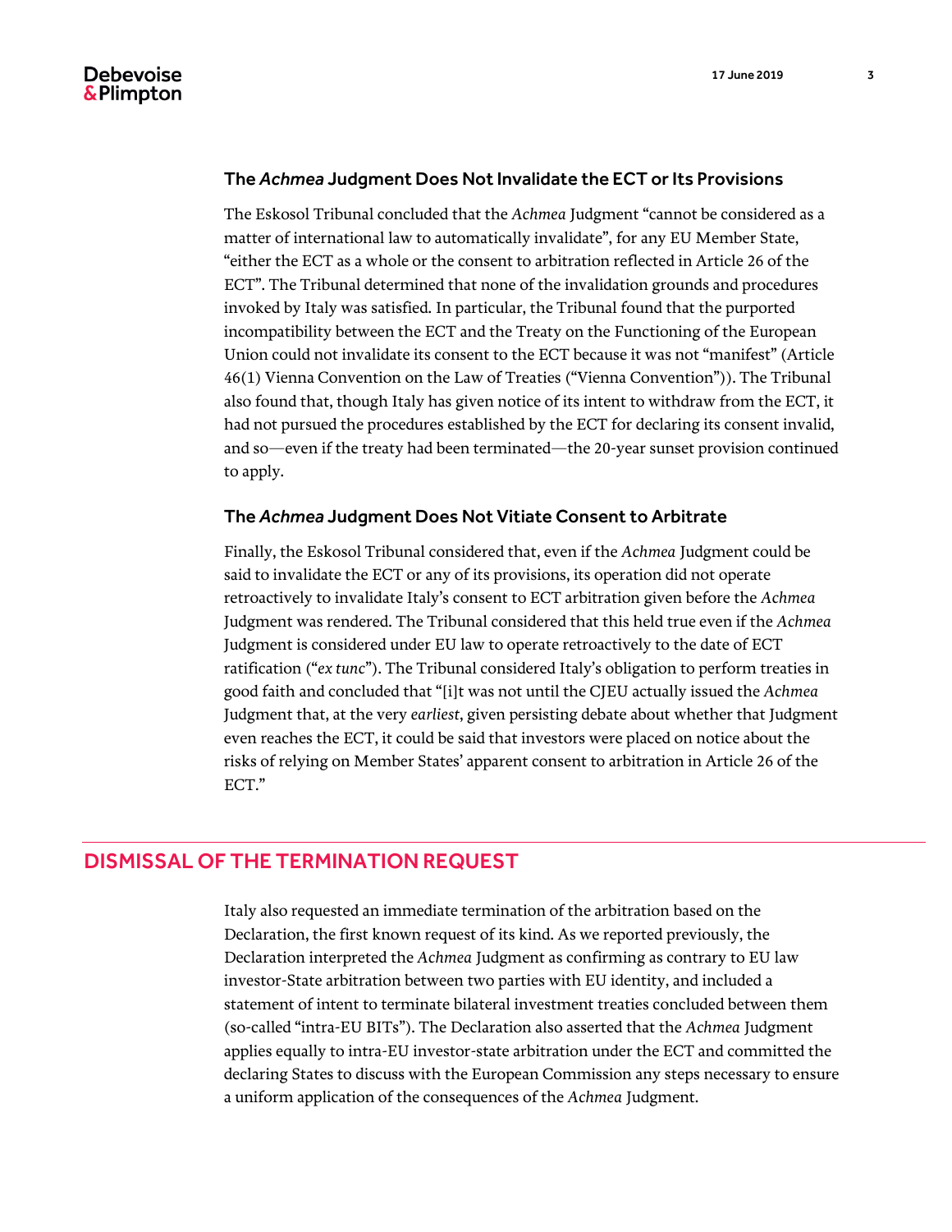### The *Achmea* Judgment Does Not Invalidate the ECT or Its Provisions

The Eskosol Tribunal concluded that the *Achmea* Judgment "cannot be considered as a matter of international law to automatically invalidate", for any EU Member State, "either the ECT as a whole or the consent to arbitration reflected in Article 26 of the ECT". The Tribunal determined that none of the invalidation grounds and procedures invoked by Italy was satisfied. In particular, the Tribunal found that the purported incompatibility between the ECT and the Treaty on the Functioning of the European Union could not invalidate its consent to the ECT because it was not "manifest" (Article 46(1) Vienna Convention on the Law of Treaties ("Vienna Convention")). The Tribunal also found that, though Italy has given notice of its intent to withdraw from the ECT, it had not pursued the procedures established by the ECT for declaring its consent invalid, and so—even if the treaty had been terminated—the 20-year sunset provision continued to apply.

### The *Achmea* Judgment Does Not Vitiate Consent to Arbitrate

Finally, the Eskosol Tribunal considered that, even if the *Achmea* Judgment could be said to invalidate the ECT or any of its provisions, its operation did not operate retroactively to invalidate Italy's consent to ECT arbitration given before the *Achmea* Judgment was rendered. The Tribunal considered that this held true even if the *Achmea* Judgment is considered under EU law to operate retroactively to the date of ECT ratification ("*ex tunc*"). The Tribunal considered Italy's obligation to perform treaties in good faith and concluded that "[i]t was not until the CJEU actually issued the *Achmea* Judgment that, at the very *earliest*, given persisting debate about whether that Judgment even reaches the ECT, it could be said that investors were placed on notice about the risks of relying on Member States' apparent consent to arbitration in Article 26 of the ECT."

## DISMISSAL OF THE TERMINATION REQUEST

Italy also requested an immediate termination of the arbitration based on the Declaration, the first known request of its kind. As we reported previously, the Declaration interpreted the *Achmea* Judgment as confirming as contrary to EU law investor-State arbitration between two parties with EU identity, and included a statement of intent to terminate bilateral investment treaties concluded between them (so-called "intra-EU BITs"). The Declaration also asserted that the *Achmea* Judgment applies equally to intra-EU investor-state arbitration under the ECT and committed the declaring States to discuss with the European Commission any steps necessary to ensure a uniform application of the consequences of the *Achmea* Judgment.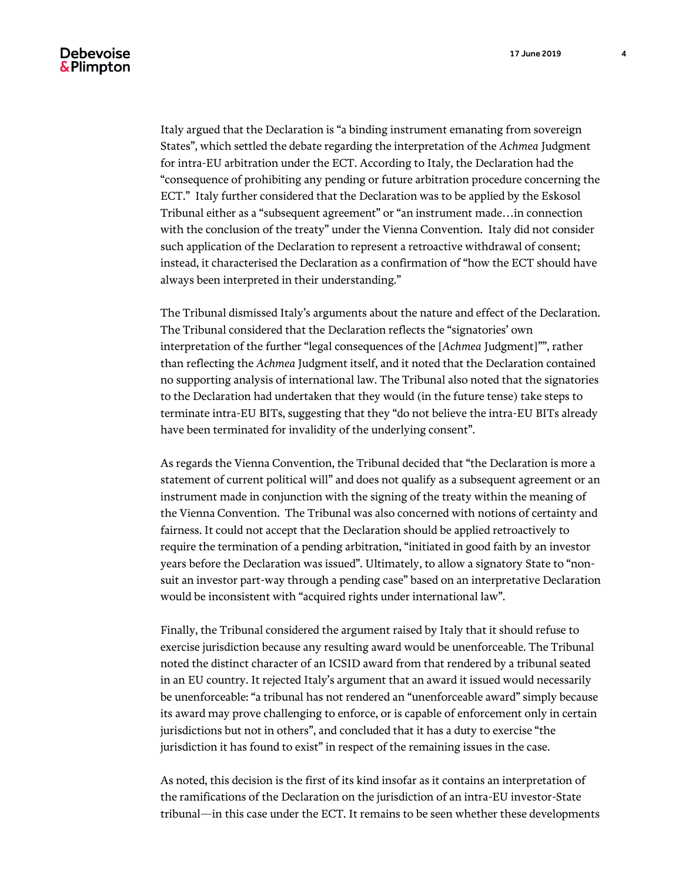Italy argued that the Declaration is "a binding instrument emanating from sovereign States", which settled the debate regarding the interpretation of the *Achmea* Judgment for intra-EU arbitration under the ECT. According to Italy, the Declaration had the "consequence of prohibiting any pending or future arbitration procedure concerning the ECT." Italy further considered that the Declaration was to be applied by the Eskosol Tribunal either as a "subsequent agreement" or "an instrument made…in connection with the conclusion of the treaty" under the Vienna Convention. Italy did not consider such application of the Declaration to represent a retroactive withdrawal of consent; instead, it characterised the Declaration as a confirmation of "how the ECT should have always been interpreted in their understanding."

The Tribunal dismissed Italy's arguments about the nature and effect of the Declaration. The Tribunal considered that the Declaration reflects the "signatories' own interpretation of the further "legal consequences of the [*Achmea* Judgment]"", rather than reflecting the *Achmea* Judgment itself, and it noted that the Declaration contained no supporting analysis of international law. The Tribunal also noted that the signatories to the Declaration had undertaken that they would (in the future tense) take steps to terminate intra-EU BITs, suggesting that they "do not believe the intra-EU BITs already have been terminated for invalidity of the underlying consent".

As regards the Vienna Convention, the Tribunal decided that "the Declaration is more a statement of current political will" and does not qualify as a subsequent agreement or an instrument made in conjunction with the signing of the treaty within the meaning of the Vienna Convention. The Tribunal was also concerned with notions of certainty and fairness. It could not accept that the Declaration should be applied retroactively to require the termination of a pending arbitration, "initiated in good faith by an investor years before the Declaration was issued". Ultimately, to allow a signatory State to "non-suit an investor part-way through a pending case" based on an interpretative Declaration would be inconsistent with "acquired rights under international law".

Finally, the Tribunal considered the argument raised by Italy that it should refuse to exercise jurisdiction because any resulting award would be unenforceable. The Tribunal noted the distinct character of an ICSID award from that rendered by a tribunal seated in an EU country. It rejected Italy's argument that an award it issued would necessarily be unenforceable: "a tribunal has not rendered an "unenforceable award" simply because its award may prove challenging to enforce, or is capable of enforcement only in certain jurisdictions but not in others", and concluded that it has a duty to exercise "the jurisdiction it has found to exist" in respect of the remaining issues in the case.

As noted, this decision is the first of its kind insofar as it contains an interpretation of the ramifications of the Declaration on the jurisdiction of an intra-EU investor-State tribunal—in this case under the ECT. It remains to be seen whether these developments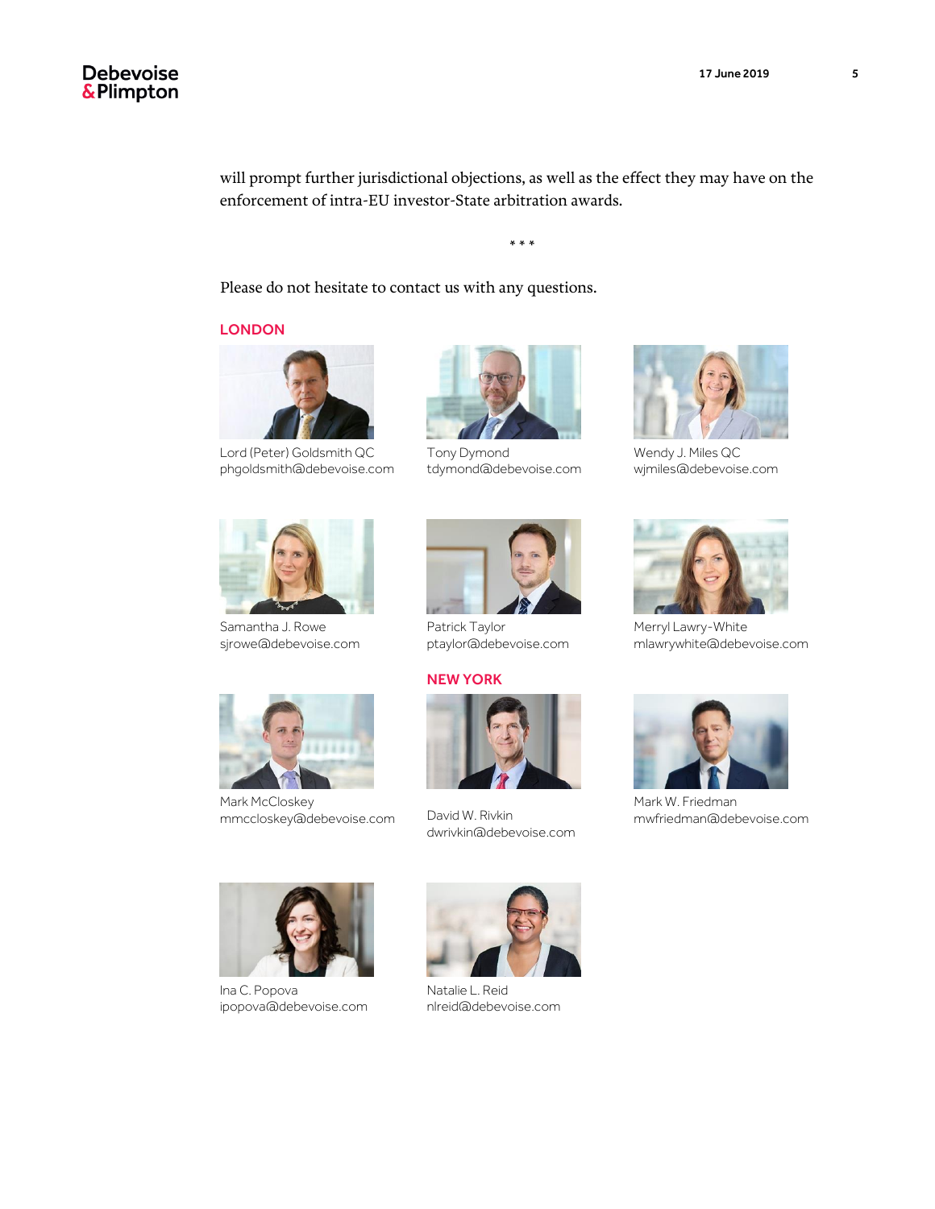will prompt further jurisdictional objections, as well as the effect they may have on the enforcement of intra-EU investor-State arbitration awards.

* * *

Please do not hesitate to contact us with any questions.

## LONDON

Lord (Peter) Goldsmith QC
phgoldsmith@debevoise.com

Tony Dymond
tdymond@debevoise.com

Wendy J. Miles QC
wjmiles@debevoise.com

Samantha J. Rowe
sjrowe@debevoise.com

Patrick Taylor
ptaylor@debevoise.com

Merryl Lawry-White
mlawrywhite@debevoise.com

Mark McCloskey
mmccloskey@debevoise.com

## NEW YORK

David W. Rivkin
dwrivkin@debevoise.com

Mark W. Friedman
mwfriedman@debevoise.com

Ina C. Popova
ipopova@debevoise.com

Natalie L. Reid
nlreid@debevoise.com